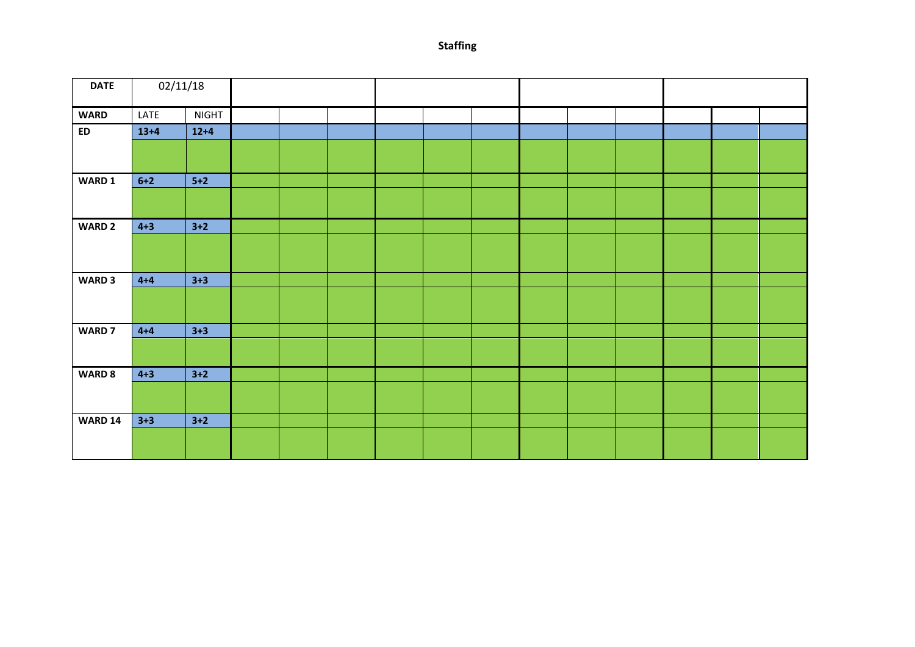**Staffing**

| DATE | 02/11/18 | | | | | | | | | | | | | |
|---|---|---|---|---|---|---|---|---|---|---|---|---|---|---|
| WARD | LATE | NIGHT | | | | | | | | | | | | |
| **ED** | **13+4** | **12+4** | | | | | | | | | | | | |
| | | | | | | | | | | | | | | |
| **WARD 1** | **6+2** | **5+2** | | | | | | | | | | | | |
| | | | | | | | | | | | | | | |
| **WARD 2** | **4+3** | **3+2** | | | | | | | | | | | | |
| | | | | | | | | | | | | | | |
| **WARD 3** | **4+4** | **3+3** | | | | | | | | | | | | |
| | | | | | | | | | | | | | | |
| **WARD 7** | **4+4** | **3+3** | | | | | | | | | | | | |
| | | | | | | | | | | | | | | |
| **WARD 8** | **4+3** | **3+2** | | | | | | | | | | | | |
| | | | | | | | | | | | | | | |
| **WARD 14** | **3+3** | **3+2** | | | | | | | | | | | | |
| | | | | | | | | | | | | | | |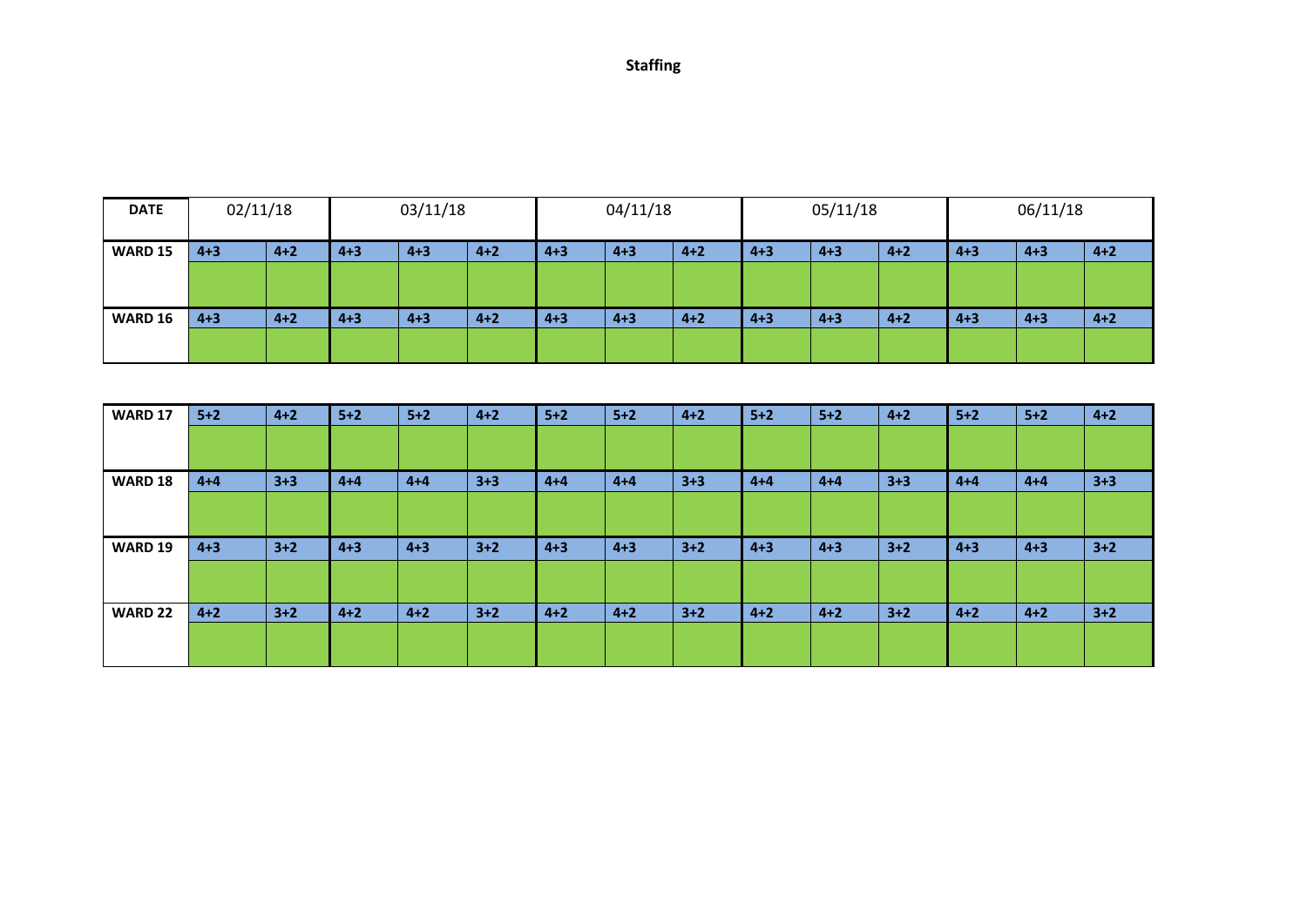**Staffing**

| DATE | 02/11/18 | | 03/11/18 | | | 04/11/18 | | | 05/11/18 | | | 06/11/18 | | |
|---|---|---|---|---|---|---|---|---|---|---|---|---|---|---|
| WARD 15 | 4+3 | 4+2 | 4+3 | 4+3 | 4+2 | 4+3 | 4+3 | 4+2 | 4+3 | 4+3 | 4+2 | 4+3 | 4+3 | 4+2 |
| | | | | | | | | | | | | | | |
| WARD 16 | 4+3 | 4+2 | 4+3 | 4+3 | 4+2 | 4+3 | 4+3 | 4+2 | 4+3 | 4+3 | 4+2 | 4+3 | 4+3 | 4+2 |
| | | | | | | | | | | | | | | |

| WARD 17 | 5+2 | 4+2 | 5+2 | 5+2 | 4+2 | 5+2 | 5+2 | 4+2 | 5+2 | 5+2 | 4+2 | 5+2 | 5+2 | 4+2 |
|---|---|---|---|---|---|---|---|---|---|---|---|---|---|---|
| | | | | | | | | | | | | | | |
| WARD 18 | 4+4 | 3+3 | 4+4 | 4+4 | 3+3 | 4+4 | 4+4 | 3+3 | 4+4 | 4+4 | 3+3 | 4+4 | 4+4 | 3+3 |
| | | | | | | | | | | | | | | |
| WARD 19 | 4+3 | 3+2 | 4+3 | 4+3 | 3+2 | 4+3 | 4+3 | 3+2 | 4+3 | 4+3 | 3+2 | 4+3 | 4+3 | 3+2 |
| | | | | | | | | | | | | | | |
| WARD 22 | 4+2 | 3+2 | 4+2 | 4+2 | 3+2 | 4+2 | 4+2 | 3+2 | 4+2 | 4+2 | 3+2 | 4+2 | 4+2 | 3+2 |
| | | | | | | | | | | | | | | |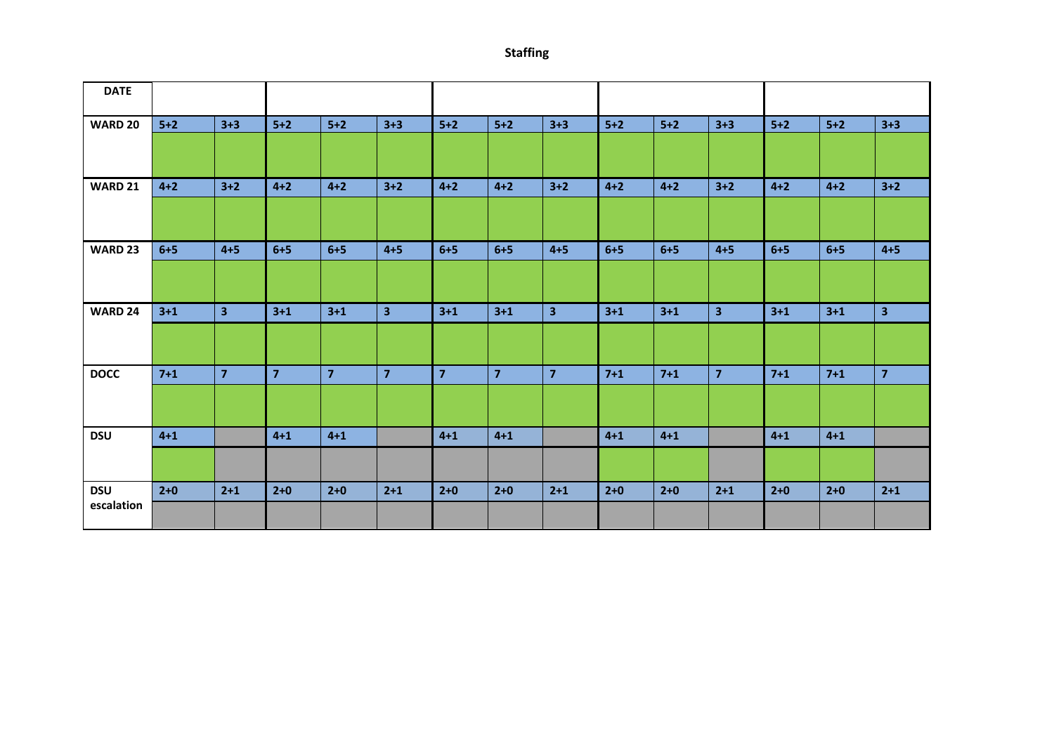**Staffing**

| DATE | | | | | | | | | | | | | | |
|---|---|---|---|---|---|---|---|---|---|---|---|---|---|---|
| WARD 20 | 5+2 | 3+3 | 5+2 | 5+2 | 3+3 | 5+2 | 5+2 | 3+3 | 5+2 | 5+2 | 3+3 | 5+2 | 5+2 | 3+3 |
| | | | | | | | | | | | | | | |
| WARD 21 | 4+2 | 3+2 | 4+2 | 4+2 | 3+2 | 4+2 | 4+2 | 3+2 | 4+2 | 4+2 | 3+2 | 4+2 | 4+2 | 3+2 |
| | | | | | | | | | | | | | | |
| WARD 23 | 6+5 | 4+5 | 6+5 | 6+5 | 4+5 | 6+5 | 6+5 | 4+5 | 6+5 | 6+5 | 4+5 | 6+5 | 6+5 | 4+5 |
| | | | | | | | | | | | | | | |
| WARD 24 | 3+1 | 3 | 3+1 | 3+1 | 3 | 3+1 | 3+1 | 3 | 3+1 | 3+1 | 3 | 3+1 | 3+1 | 3 |
| | | | | | | | | | | | | | | |
| DOCC | 7+1 | 7 | 7 | 7 | 7 | 7 | 7 | 7 | 7+1 | 7+1 | 7 | 7+1 | 7+1 | 7 |
| | | | | | | | | | | | | | | |
| DSU | 4+1 | | 4+1 | 4+1 | | 4+1 | 4+1 | | 4+1 | 4+1 | | 4+1 | 4+1 | |
| | | | | | | | | | | | | | | |
| DSU escalation | 2+0 | 2+1 | 2+0 | 2+0 | 2+1 | 2+0 | 2+0 | 2+1 | 2+0 | 2+0 | 2+1 | 2+0 | 2+0 | 2+1 |
| | | | | | | | | | | | | | | |